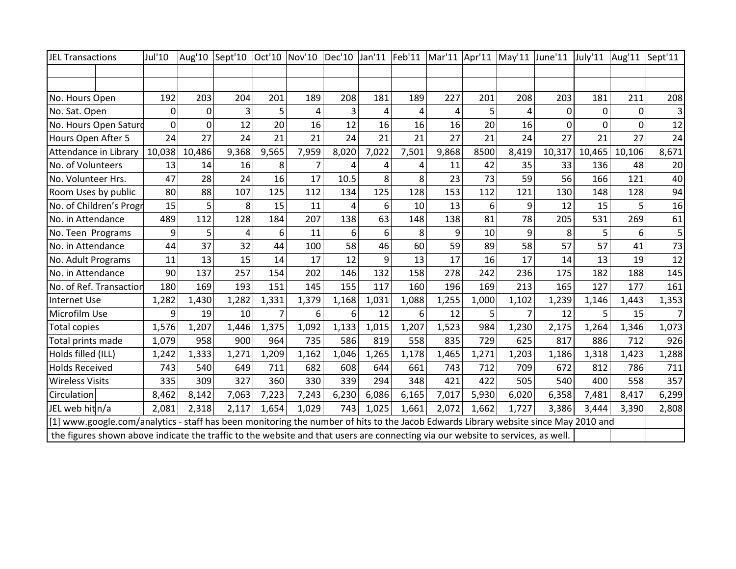| JEL Transactions | Jul'10 | Aug'10 | Sept'10 | Oct'10 | Nov'10 | Dec'10 | Jan'11 | Feb'11 | Mar'11 | Apr'11 | May'11 | June'11 | July'11 | Aug'11 | Sept'11 |
|---|---|---|---|---|---|---|---|---|---|---|---|---|---|---|---|
| | | | | | | | | | | | | | | | |
| | | | | | | | | | | | | | | | |
| No. Hours Open | 192 | 203 | 204 | 201 | 189 | 208 | 181 | 189 | 227 | 201 | 208 | 203 | 181 | 211 | 208 |
| No. Sat. Open | 0 | 0 | 3 | 5 | 4 | 3 | 4 | 4 | 4 | 5 | 4 | 0 | 0 | 0 | 3 |
| No. Hours Open Saturd | 0 | 0 | 12 | 20 | 16 | 12 | 16 | 16 | 16 | 20 | 16 | 0 | 0 | 0 | 12 |
| Hours Open After 5 | 24 | 27 | 24 | 21 | 21 | 24 | 21 | 21 | 27 | 21 | 24 | 27 | 21 | 27 | 24 |
| Attendance in Library | 10,038 | 10,486 | 9,368 | 9,565 | 7,959 | 8,020 | 7,022 | 7,501 | 9,868 | 8500 | 8,419 | 10,317 | 10,465 | 10,106 | 8,671 |
| No. of Volunteers | 13 | 14 | 16 | 8 | 7 | 4 | 4 | 4 | 11 | 42 | 35 | 33 | 136 | 48 | 20 |
| No. Volunteer Hrs. | 47 | 28 | 24 | 16 | 17 | 10.5 | 8 | 8 | 23 | 73 | 59 | 56 | 166 | 121 | 40 |
| Room Uses by public | 80 | 88 | 107 | 125 | 112 | 134 | 125 | 128 | 153 | 112 | 121 | 130 | 148 | 128 | 94 |
| No. of Children's Progr | 15 | 5 | 8 | 15 | 11 | 4 | 6 | 10 | 13 | 6 | 9 | 12 | 15 | 5 | 16 |
| No. in Attendance | 489 | 112 | 128 | 184 | 207 | 138 | 63 | 148 | 138 | 81 | 78 | 205 | 531 | 269 | 61 |
| No. Teen Programs | 9 | 5 | 4 | 6 | 11 | 6 | 6 | 8 | 9 | 10 | 9 | 8 | 5 | 6 | 5 |
| No. in Attendance | 44 | 37 | 32 | 44 | 100 | 58 | 46 | 60 | 59 | 89 | 58 | 57 | 57 | 41 | 73 |
| No. Adult Programs | 11 | 13 | 15 | 14 | 17 | 12 | 9 | 13 | 17 | 16 | 17 | 14 | 13 | 19 | 12 |
| No. in Attendance | 90 | 137 | 257 | 154 | 202 | 146 | 132 | 158 | 278 | 242 | 236 | 175 | 182 | 188 | 145 |
| No. of Ref. Transactior | 180 | 169 | 193 | 151 | 145 | 155 | 117 | 160 | 196 | 169 | 213 | 165 | 127 | 177 | 161 |
| Internet Use | 1,282 | 1,430 | 1,282 | 1,331 | 1,379 | 1,168 | 1,031 | 1,088 | 1,255 | 1,000 | 1,102 | 1,239 | 1,146 | 1,443 | 1,353 |
| Microfilm Use | 9 | 19 | 10 | 7 | 6 | 6 | 12 | 6 | 12 | 5 | 7 | 12 | 5 | 15 | 7 |
| Total copies | 1,576 | 1,207 | 1,446 | 1,375 | 1,092 | 1,133 | 1,015 | 1,207 | 1,523 | 984 | 1,230 | 2,175 | 1,264 | 1,346 | 1,073 |
| Total prints made | 1,079 | 958 | 900 | 964 | 735 | 586 | 819 | 558 | 835 | 729 | 625 | 817 | 886 | 712 | 926 |
| Holds filled (ILL) | 1,242 | 1,333 | 1,271 | 1,209 | 1,162 | 1,046 | 1,265 | 1,178 | 1,465 | 1,271 | 1,203 | 1,186 | 1,318 | 1,423 | 1,288 |
| Holds Received | 743 | 540 | 649 | 711 | 682 | 608 | 644 | 661 | 743 | 712 | 709 | 672 | 812 | 786 | 711 |
| Wireless Visits | 335 | 309 | 327 | 360 | 330 | 339 | 294 | 348 | 421 | 422 | 505 | 540 | 400 | 558 | 357 |
| Circulation | 8,462 | 8,142 | 7,063 | 7,223 | 7,243 | 6,230 | 6,086 | 6,165 | 7,017 | 5,930 | 6,020 | 6,358 | 7,481 | 8,417 | 6,299 |
| JEL web hit n/a | 2,081 | 2,318 | 2,117 | 1,654 | 1,029 | 743 | 1,025 | 1,661 | 2,072 | 1,662 | 1,727 | 3,386 | 3,444 | 3,390 | 2,808 |

[1] www.google.com/analytics - staff has been monitoring the number of hits to the Jacob Edwards Library website since May 2010 and the figures shown above indicate the traffic to the website and that users are connecting via our website to services, as well.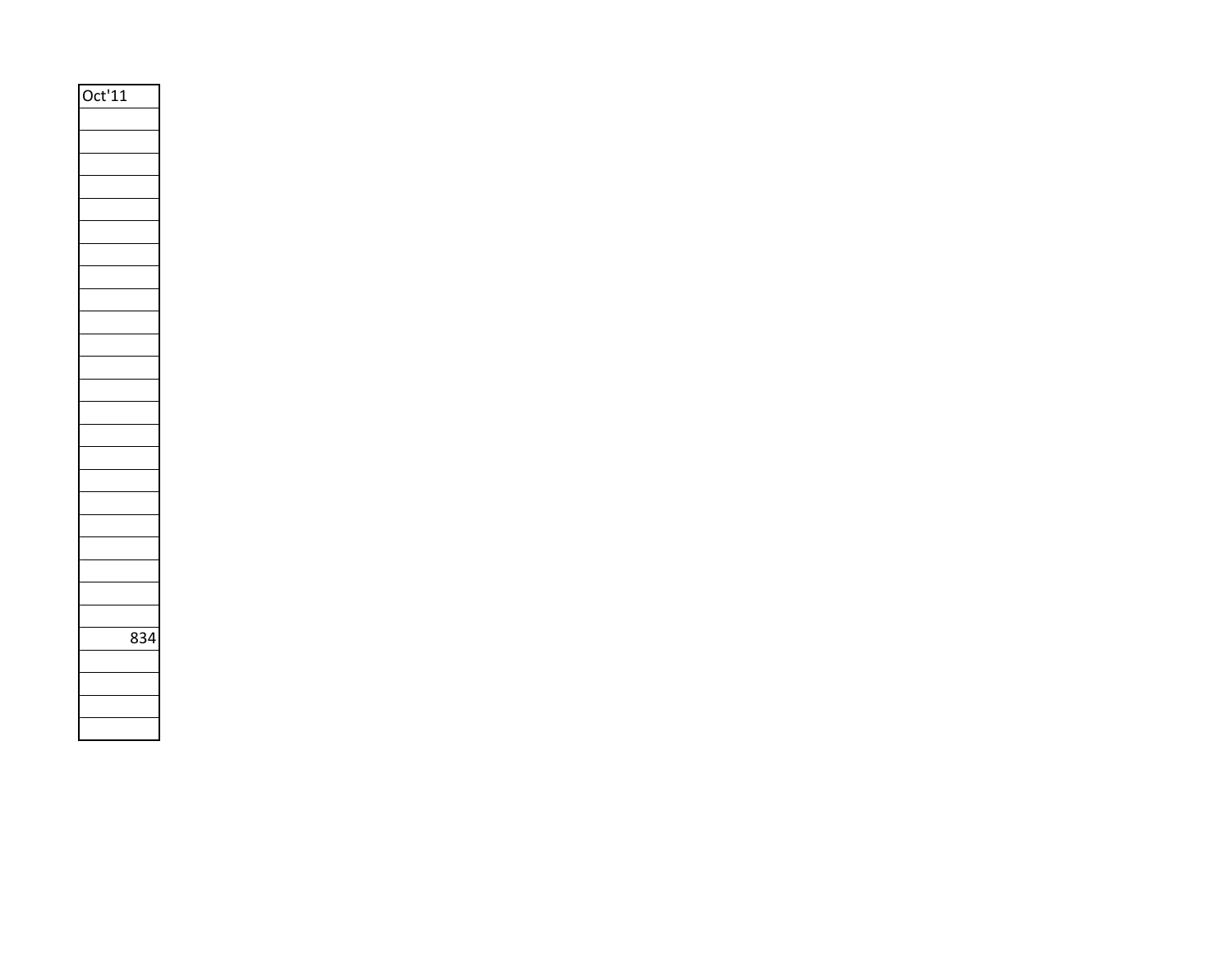| Oct'11 |
| ---: |
| |
| |
| |
| |
| |
| |
| |
| |
| |
| |
| |
| |
| |
| |
| |
| |
| |
| |
| |
| |
| |
| |
| |
| 834 |
| |
| |
| |
| |